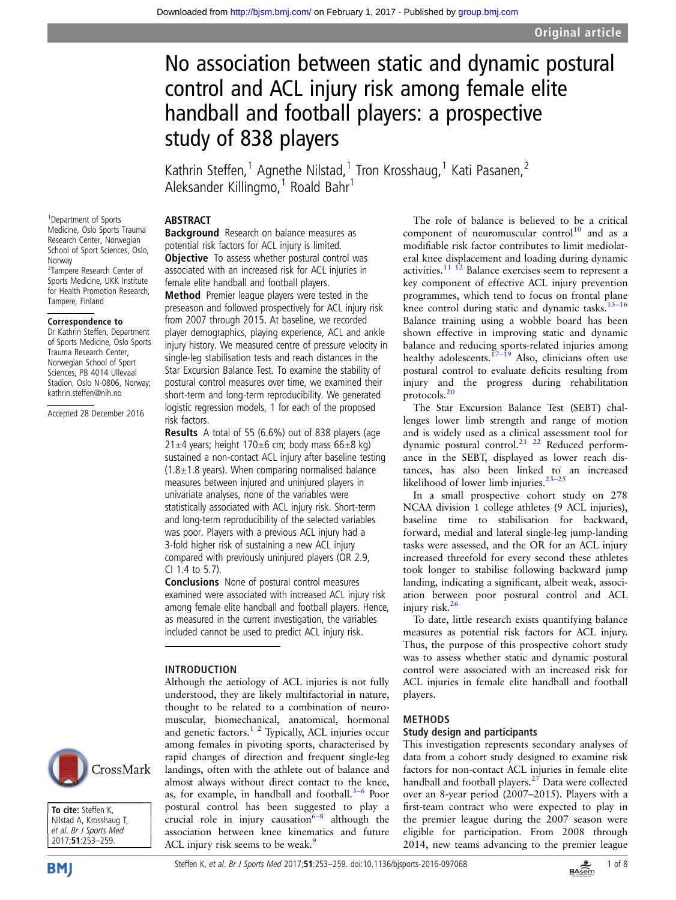# No association between static and dynamic postural control and ACL injury risk among female elite handball and football players: a prospective study of 838 players

Kathrin Steffen,[1] Agnethe Nilstad,[1] Tron Krosshaug,[1] Kati Pasanen,[2] Aleksander Killingmo,[1] Roald Bahr[1]

[1]Department of Sports Medicine, Oslo Sports Trauma Research Center, Norwegian School of Sport Sciences, Oslo, Norway

[2]Tampere Research Center of Sports Medicine, UKK Institute for Health Promotion Research, Tampere, Finland

**Correspondence to**

Dr Kathrin Steffen, Department of Sports Medicine, Oslo Sports Trauma Research Center, Norwegian School of Sport Sciences, PB 4014 Ullevaal Stadion, Oslo N-0806, Norway; kathrin.steffen@nih.no

Accepted 28 December 2016

**To cite:** Steffen K, Nilstad A, Krosshaug T, et al. *Br J Sports Med* 2017;**51**:253–259.

## ABSTRACT

**Background** Research on balance measures as potential risk factors for ACL injury is limited.

**Objective** To assess whether postural control was associated with an increased risk for ACL injuries in female elite handball and football players.

**Method** Premier league players were tested in the preseason and followed prospectively for ACL injury risk from 2007 through 2015. At baseline, we recorded player demographics, playing experience, ACL and ankle injury history. We measured centre of pressure velocity in single-leg stabilisation tests and reach distances in the Star Excursion Balance Test. To examine the stability of postural control measures over time, we examined their short-term and long-term reproducibility. We generated logistic regression models, 1 for each of the proposed risk factors.

**Results** A total of 55 (6.6%) out of 838 players (age 21±4 years; height 170±6 cm; body mass 66±8 kg) sustained a non-contact ACL injury after baseline testing (1.8±1.8 years). When comparing normalised balance measures between injured and uninjured players in univariate analyses, none of the variables were statistically associated with ACL injury risk. Short-term and long-term reproducibility of the selected variables was poor. Players with a previous ACL injury had a 3-fold higher risk of sustaining a new ACL injury compared with previously uninjured players (OR 2.9, CI 1.4 to 5.7).

**Conclusions** None of postural control measures examined were associated with increased ACL injury risk among female elite handball and football players. Hence, as measured in the current investigation, the variables included cannot be used to predict ACL injury risk.

## INTRODUCTION

Although the aetiology of ACL injuries is not fully understood, they are likely multifactorial in nature, thought to be related to a combination of neuromuscular, biomechanical, anatomical, hormonal and genetic factors.[1,2] Typically, ACL injuries occur among females in pivoting sports, characterised by rapid changes of direction and frequent single-leg landings, often with the athlete out of balance and almost always without direct contact to the knee, as, for example, in handball and football.[3–6] Poor postural control has been suggested to play a crucial role in injury causation[6–8] although the association between knee kinematics and future ACL injury risk seems to be weak.[9]

The role of balance is believed to be a critical component of neuromuscular control[10] and as a modifiable risk factor contributes to limit mediolateral knee displacement and loading during dynamic activities.[11,12] Balance exercises seem to represent a key component of effective ACL injury prevention programmes, which tend to focus on frontal plane knee control during static and dynamic tasks.[13–16] Balance training using a wobble board has been shown effective in improving static and dynamic balance and reducing sports-related injuries among healthy adolescents.[17–19] Also, clinicians often use postural control to evaluate deficits resulting from injury and the progress during rehabilitation protocols.[20]

The Star Excursion Balance Test (SEBT) challenges lower limb strength and range of motion and is widely used as a clinical assessment tool for dynamic postural control.[21,22] Reduced performance in the SEBT, displayed as lower reach distances, has also been linked to an increased likelihood of lower limb injuries.[23–25]

In a small prospective cohort study on 278 NCAA division 1 college athletes (9 ACL injuries), baseline time to stabilisation for backward, forward, medial and lateral single-leg jump-landing tasks were assessed, and the OR for an ACL injury increased threefold for every second these athletes took longer to stabilise following backward jump landing, indicating a significant, albeit weak, association between poor postural control and ACL injury risk.[26]

To date, little research exists quantifying balance measures as potential risk factors for ACL injury. Thus, the purpose of this prospective cohort study was to assess whether static and dynamic postural control were associated with an increased risk for ACL injuries in female elite handball and football players.

## METHODS

### Study design and participants

This investigation represents secondary analyses of data from a cohort study designed to examine risk factors for non-contact ACL injuries in female elite handball and football players.[27] Data were collected over an 8-year period (2007–2015). Players with a first-team contract who were expected to play in the premier league during the 2007 season were eligible for participation. From 2008 through 2014, new teams advancing to the premier league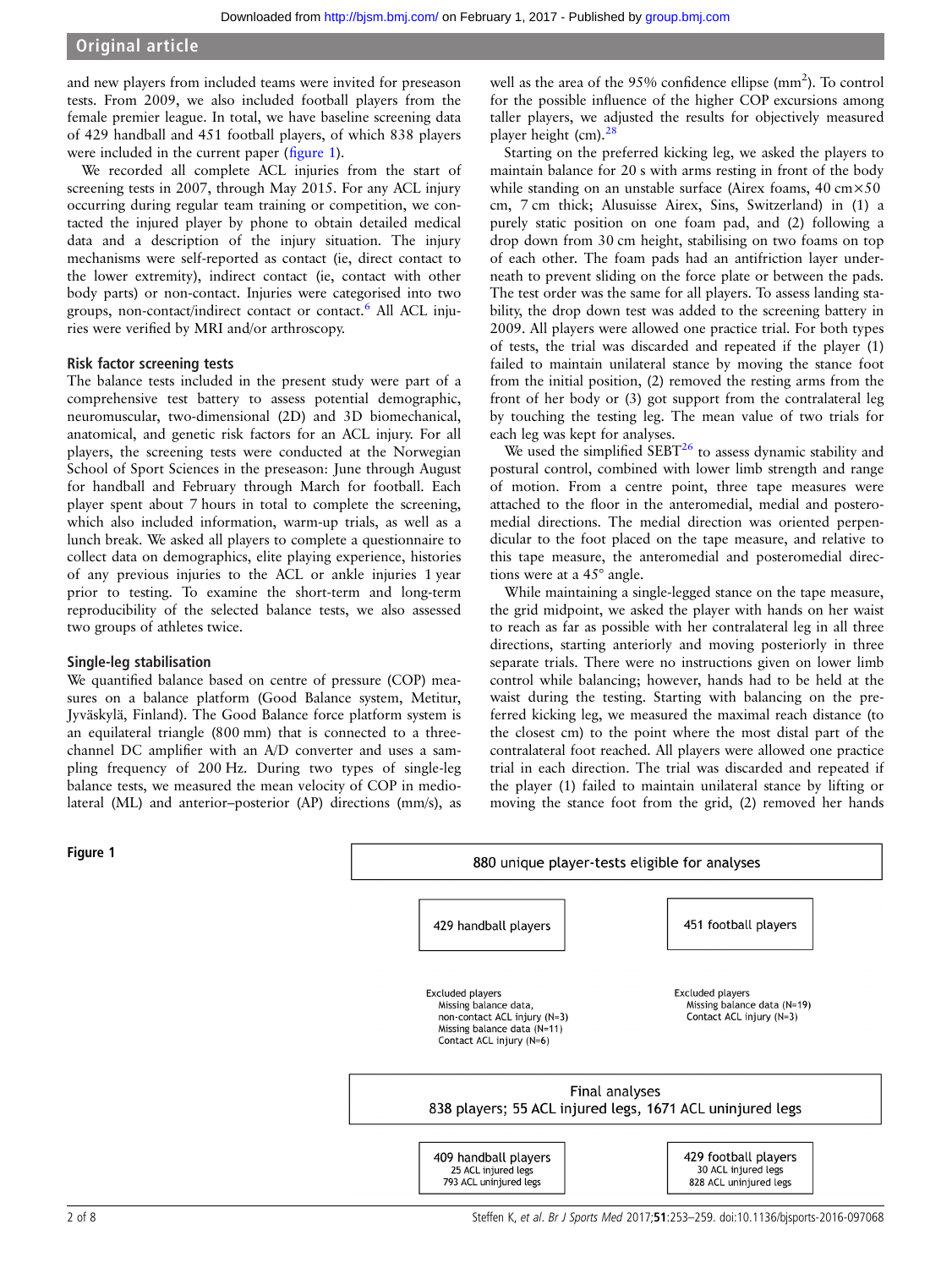and new players from included teams were invited for preseason tests. From 2009, we also included football players from the female premier league. In total, we have baseline screening data of 429 handball and 451 football players, of which 838 players were included in the current paper (figure 1).

We recorded all complete ACL injuries from the start of screening tests in 2007, through May 2015. For any ACL injury occurring during regular team training or competition, we contacted the injured player by phone to obtain detailed medical data and a description of the injury situation. The injury mechanisms were self-reported as contact (ie, direct contact to the lower extremity), indirect contact (ie, contact with other body parts) or non-contact. Injuries were categorised into two groups, non-contact/indirect contact or contact.[6] All ACL injuries were verified by MRI and/or arthroscopy.

### Risk factor screening tests

The balance tests included in the present study were part of a comprehensive test battery to assess potential demographic, neuromuscular, two-dimensional (2D) and 3D biomechanical, anatomical, and genetic risk factors for an ACL injury. For all players, the screening tests were conducted at the Norwegian School of Sport Sciences in the preseason: June through August for handball and February through March for football. Each player spent about 7 hours in total to complete the screening, which also included information, warm-up trials, as well as a lunch break. We asked all players to complete a questionnaire to collect data on demographics, elite playing experience, histories of any previous injuries to the ACL or ankle injuries 1 year prior to testing. To examine the short-term and long-term reproducibility of the selected balance tests, we also assessed two groups of athletes twice.

### Single-leg stabilisation

We quantified balance based on centre of pressure (COP) measures on a balance platform (Good Balance system, Metitur, Jyväskylä, Finland). The Good Balance force platform system is an equilateral triangle (800 mm) that is connected to a three-channel DC amplifier with an A/D converter and uses a sampling frequency of 200 Hz. During two types of single-leg balance tests, we measured the mean velocity of COP in mediolateral (ML) and anterior–posterior (AP) directions (mm/s), as well as the area of the 95% confidence ellipse ($mm^2$). To control for the possible influence of the higher COP excursions among taller players, we adjusted the results for objectively measured player height (cm).[28]

Starting on the preferred kicking leg, we asked the players to maintain balance for 20 s with arms resting in front of the body while standing on an unstable surface (Airex foams, 40 cm×50 cm, 7 cm thick; Alusuisse Airex, Sins, Switzerland) in (1) a purely static position on one foam pad, and (2) following a drop down from 30 cm height, stabilising on two foams on top of each other. The foam pads had an antifriction layer underneath to prevent sliding on the force plate or between the pads. The test order was the same for all players. To assess landing stability, the drop down test was added to the screening battery in 2009. All players were allowed one practice trial. For both types of tests, the trial was discarded and repeated if the player (1) failed to maintain unilateral stance by moving the stance foot from the initial position, (2) removed the resting arms from the front of her body or (3) got support from the contralateral leg by touching the testing leg. The mean value of two trials for each leg was kept for analyses.

We used the simplified SEBT[26] to assess dynamic stability and postural control, combined with lower limb strength and range of motion. From a centre point, three tape measures were attached to the floor in the anteromedial, medial and posteromedial directions. The medial direction was oriented perpendicular to the foot placed on the tape measure, and relative to this tape measure, the anteromedial and posteromedial directions were at a 45° angle.

While maintaining a single-legged stance on the tape measure, the grid midpoint, we asked the player with hands on her waist to reach as far as possible with her contralateral leg in all three directions, starting anteriorly and moving posteriorly in three separate trials. There were no instructions given on lower limb control while balancing; however, hands had to be held at the waist during the testing. Starting with balancing on the preferred kicking leg, we measured the maximal reach distance (to the closest cm) to the point where the most distal part of the contralateral foot reached. All players were allowed one practice trial in each direction. The trial was discarded and repeated if the player (1) failed to maintain unilateral stance by lifting or moving the stance foot from the grid, (2) removed her hands

**Figure 1**

880 unique player-tests eligible for analyses

- 429 handball players
  - Excluded players
    - Missing balance data, non-contact ACL injury (N=3)
    - Missing balance data (N=11)
    - Contact ACL injury (N=6)
- 451 football players
  - Excluded players
    - Missing balance data (N=19)
    - Contact ACL injury (N=3)

Final analyses
838 players; 55 ACL injured legs, 1671 ACL uninjured legs

- 409 handball players: 25 ACL injured legs, 793 ACL uninjured legs
- 429 football players: 30 ACL injured legs, 828 ACL uninjured legs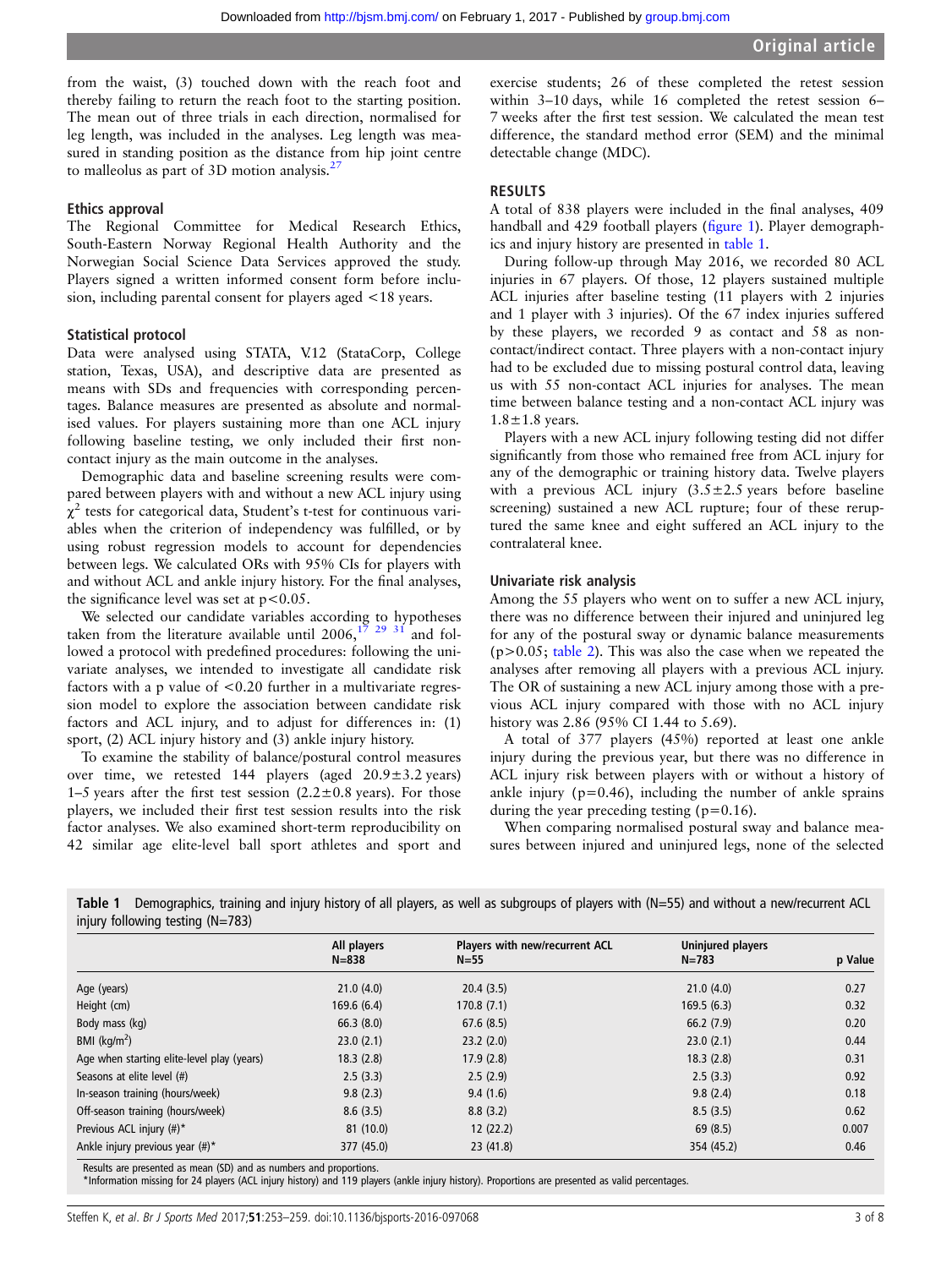from the waist, (3) touched down with the reach foot and thereby failing to return the reach foot to the starting position. The mean out of three trials in each direction, normalised for leg length, was included in the analyses. Leg length was measured in standing position as the distance from hip joint centre to malleolus as part of 3D motion analysis.[27]

### Ethics approval

The Regional Committee for Medical Research Ethics, South-Eastern Norway Regional Health Authority and the Norwegian Social Science Data Services approved the study. Players signed a written informed consent form before inclusion, including parental consent for players aged <18 years.

### Statistical protocol

Data were analysed using STATA, V.12 (StataCorp, College station, Texas, USA), and descriptive data are presented as means with SDs and frequencies with corresponding percentages. Balance measures are presented as absolute and normalised values. For players sustaining more than one ACL injury following baseline testing, we only included their first non-contact injury as the main outcome in the analyses.

Demographic data and baseline screening results were compared between players with and without a new ACL injury using $\chi^2$ tests for categorical data, Student's t-test for continuous variables when the criterion of independency was fulfilled, or by using robust regression models to account for dependencies between legs. We calculated ORs with 95% CIs for players with and without ACL and ankle injury history. For the final analyses, the significance level was set at $p<0.05$.

We selected our candidate variables according to hypotheses taken from the literature available until 2006,[17 29 31] and followed a protocol with predefined procedures: following the univariate analyses, we intended to investigate all candidate risk factors with a p value of <0.20 further in a multivariate regression model to explore the association between candidate risk factors and ACL injury, and to adjust for differences in: (1) sport, (2) ACL injury history and (3) ankle injury history.

To examine the stability of balance/postural control measures over time, we retested 144 players (aged 20.9±3.2 years) 1–5 years after the first test session (2.2±0.8 years). For those players, we included their first test session results into the risk factor analyses. We also examined short-term reproducibility on 42 similar age elite-level ball sport athletes and sport and exercise students; 26 of these completed the retest session within 3–10 days, while 16 completed the retest session 6–7 weeks after the first test session. We calculated the mean test difference, the standard method error (SEM) and the minimal detectable change (MDC).

## RESULTS

A total of 838 players were included in the final analyses, 409 handball and 429 football players (figure 1). Player demographics and injury history are presented in table 1.

During follow-up through May 2016, we recorded 80 ACL injuries in 67 players. Of those, 12 players sustained multiple ACL injuries after baseline testing (11 players with 2 injuries and 1 player with 3 injuries). Of the 67 index injuries suffered by these players, we recorded 9 as contact and 58 as non-contact/indirect contact. Three players with a non-contact injury had to be excluded due to missing postural control data, leaving us with 55 non-contact ACL injuries for analyses. The mean time between balance testing and a non-contact ACL injury was 1.8±1.8 years.

Players with a new ACL injury following testing did not differ significantly from those who remained free from ACL injury for any of the demographic or training history data. Twelve players with a previous ACL injury (3.5±2.5 years before baseline screening) sustained a new ACL rupture; four of these reruptured the same knee and eight suffered an ACL injury to the contralateral knee.

### Univariate risk analysis

Among the 55 players who went on to suffer a new ACL injury, there was no difference between their injured and uninjured leg for any of the postural sway or dynamic balance measurements ($p>0.05$; table 2). This was also the case when we repeated the analyses after removing all players with a previous ACL injury. The OR of sustaining a new ACL injury among those with a previous ACL injury compared with those with no ACL injury history was 2.86 (95% CI 1.44 to 5.69).

A total of 377 players (45%) reported at least one ankle injury during the previous year, but there was no difference in ACL injury risk between players with or without a history of ankle injury ($p=0.46$), including the number of ankle sprains during the year preceding testing ($p=0.16$).

When comparing normalised postural sway and balance measures between injured and uninjured legs, none of the selected

**Table 1** Demographics, training and injury history of all players, as well as subgroups of players with (N=55) and without a new/recurrent ACL injury following testing (N=783)

| | All players N=838 | Players with new/recurrent ACL N=55 | Uninjured players N=783 | p Value |
|---|---|---|---|---|
| Age (years) | 21.0 (4.0) | 20.4 (3.5) | 21.0 (4.0) | 0.27 |
| Height (cm) | 169.6 (6.4) | 170.8 (7.1) | 169.5 (6.3) | 0.32 |
| Body mass (kg) | 66.3 (8.0) | 67.6 (8.5) | 66.2 (7.9) | 0.20 |
| BMI (kg/m$^2$) | 23.0 (2.1) | 23.2 (2.0) | 23.0 (2.1) | 0.44 |
| Age when starting elite-level play (years) | 18.3 (2.8) | 17.9 (2.8) | 18.3 (2.8) | 0.31 |
| Seasons at elite level (#) | 2.5 (3.3) | 2.5 (2.9) | 2.5 (3.3) | 0.92 |
| In-season training (hours/week) | 9.8 (2.3) | 9.4 (1.6) | 9.8 (2.4) | 0.18 |
| Off-season training (hours/week) | 8.6 (3.5) | 8.8 (3.2) | 8.5 (3.5) | 0.62 |
| Previous ACL injury (#)* | 81 (10.0) | 12 (22.2) | 69 (8.5) | 0.007 |
| Ankle injury previous year (#)* | 377 (45.0) | 23 (41.8) | 354 (45.2) | 0.46 |

Results are presented as mean (SD) and as numbers and proportions.
*Information missing for 24 players (ACL injury history) and 119 players (ankle injury history). Proportions are presented as valid percentages.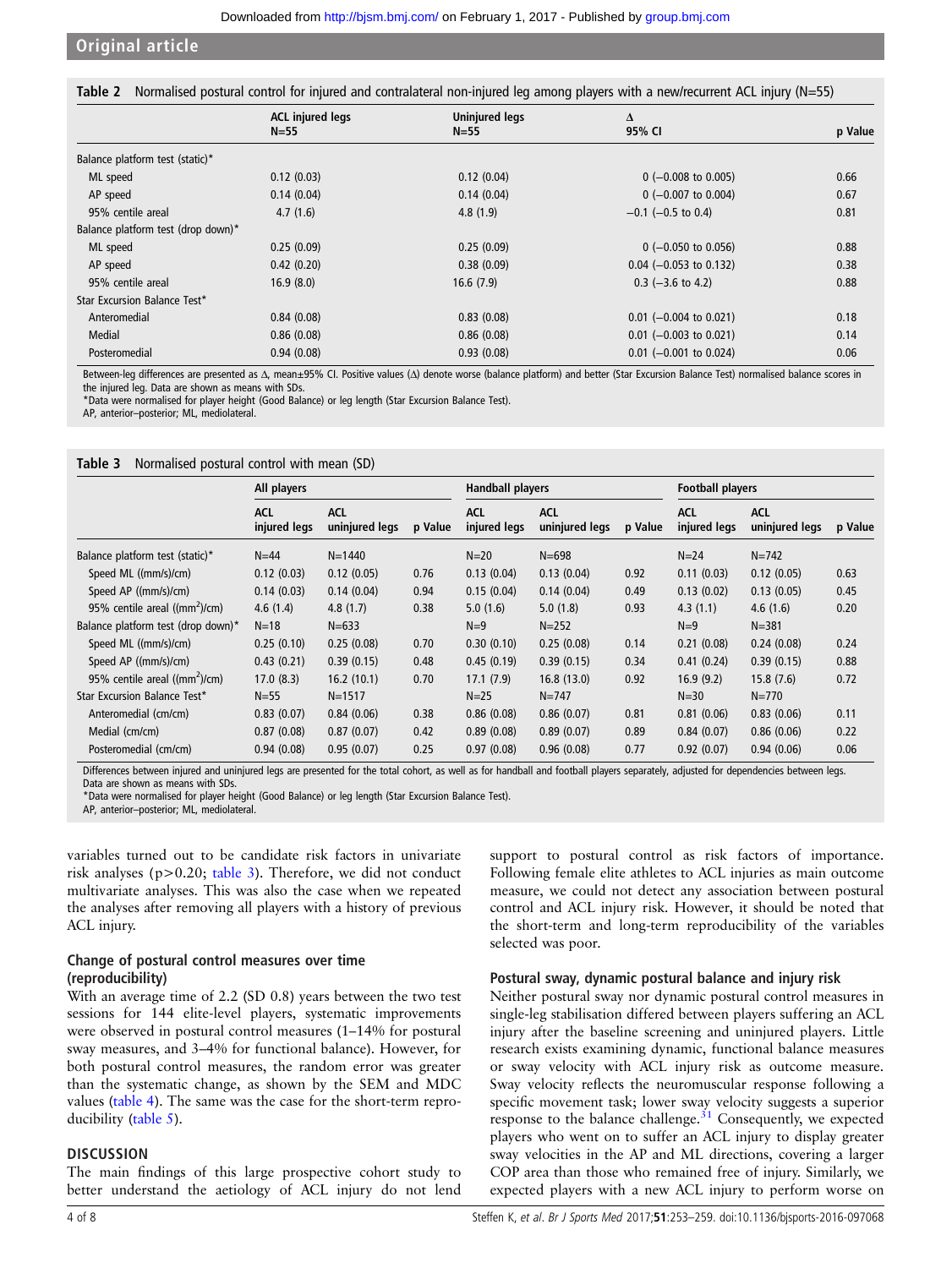**Table 2** Normalised postural control for injured and contralateral non-injured leg among players with a new/recurrent ACL injury (N=55)

| | ACL injured legs N=55 | Uninjured legs N=55 | Δ 95% CI | p Value |
|---|---|---|---|---|
| Balance platform test (static)* | | | | |
| ML speed | 0.12 (0.03) | 0.12 (0.04) | 0 (−0.008 to 0.005) | 0.66 |
| AP speed | 0.14 (0.04) | 0.14 (0.04) | 0 (−0.007 to 0.004) | 0.67 |
| 95% centile areal | 4.7 (1.6) | 4.8 (1.9) | −0.1 (−0.5 to 0.4) | 0.81 |
| Balance platform test (drop down)* | | | | |
| ML speed | 0.25 (0.09) | 0.25 (0.09) | 0 (−0.050 to 0.056) | 0.88 |
| AP speed | 0.42 (0.20) | 0.38 (0.09) | 0.04 (−0.053 to 0.132) | 0.38 |
| 95% centile areal | 16.9 (8.0) | 16.6 (7.9) | 0.3 (−3.6 to 4.2) | 0.88 |
| Star Excursion Balance Test* | | | | |
| Anteromedial | 0.84 (0.08) | 0.83 (0.08) | 0.01 (−0.004 to 0.021) | 0.18 |
| Medial | 0.86 (0.08) | 0.86 (0.08) | 0.01 (−0.003 to 0.021) | 0.14 |
| Posteromedial | 0.94 (0.08) | 0.93 (0.08) | 0.01 (−0.001 to 0.024) | 0.06 |

Between-leg differences are presented as Δ, mean±95% CI. Positive values (Δ) denote worse (balance platform) and better (Star Excursion Balance Test) normalised balance scores in the injured leg. Data are shown as means with SDs.
*Data were normalised for player height (Good Balance) or leg length (Star Excursion Balance Test).
AP, anterior–posterior; ML, mediolateral.

**Table 3** Normalised postural control with mean (SD)

| | All players | | | Handball players | | | Football players | | |
|---|---|---|---|---|---|---|---|---|---|
| | ACL injured legs | ACL uninjured legs | p Value | ACL injured legs | ACL uninjured legs | p Value | ACL injured legs | ACL uninjured legs | p Value |
| Balance platform test (static)* | N=44 | N=1440 | | N=20 | N=698 | | N=24 | N=742 | |
| Speed ML ((mm/s)/cm) | 0.12 (0.03) | 0.12 (0.05) | 0.76 | 0.13 (0.04) | 0.13 (0.04) | 0.92 | 0.11 (0.03) | 0.12 (0.05) | 0.63 |
| Speed AP ((mm/s)/cm) | 0.14 (0.03) | 0.14 (0.04) | 0.94 | 0.15 (0.04) | 0.14 (0.04) | 0.49 | 0.13 (0.02) | 0.13 (0.05) | 0.45 |
| 95% centile areal ((mm$^2$)/cm) | 4.6 (1.4) | 4.8 (1.7) | 0.38 | 5.0 (1.6) | 5.0 (1.8) | 0.93 | 4.3 (1.1) | 4.6 (1.6) | 0.20 |
| Balance platform test (drop down)* | N=18 | N=633 | | N=9 | N=252 | | N=9 | N=381 | |
| Speed ML ((mm/s)/cm) | 0.25 (0.10) | 0.25 (0.08) | 0.70 | 0.30 (0.10) | 0.25 (0.08) | 0.14 | 0.21 (0.08) | 0.24 (0.08) | 0.24 |
| Speed AP ((mm/s)/cm) | 0.43 (0.21) | 0.39 (0.15) | 0.48 | 0.45 (0.19) | 0.39 (0.15) | 0.34 | 0.41 (0.24) | 0.39 (0.15) | 0.88 |
| 95% centile areal ((mm$^2$)/cm) | 17.0 (8.3) | 16.2 (10.1) | 0.70 | 17.1 (7.9) | 16.8 (13.0) | 0.92 | 16.9 (9.2) | 15.8 (7.6) | 0.72 |
| Star Excursion Balance Test* | N=55 | N=1517 | | N=25 | N=747 | | N=30 | N=770 | |
| Anteromedial (cm/cm) | 0.83 (0.07) | 0.84 (0.06) | 0.38 | 0.86 (0.08) | 0.86 (0.07) | 0.81 | 0.81 (0.06) | 0.83 (0.06) | 0.11 |
| Medial (cm/cm) | 0.87 (0.08) | 0.87 (0.07) | 0.42 | 0.89 (0.08) | 0.89 (0.07) | 0.89 | 0.84 (0.07) | 0.86 (0.06) | 0.22 |
| Posteromedial (cm/cm) | 0.94 (0.08) | 0.95 (0.07) | 0.25 | 0.97 (0.08) | 0.96 (0.08) | 0.77 | 0.92 (0.07) | 0.94 (0.06) | 0.06 |

Differences between injured and uninjured legs are presented for the total cohort, as well as for handball and football players separately, adjusted for dependencies between legs. Data are shown as means with SDs.
*Data were normalised for player height (Good Balance) or leg length (Star Excursion Balance Test).
AP, anterior–posterior; ML, mediolateral.

variables turned out to be candidate risk factors in univariate risk analyses (p>0.20; table 3). Therefore, we did not conduct multivariate analyses. This was also the case when we repeated the analyses after removing all players with a history of previous ACL injury.

### Change of postural control measures over time (reproducibility)

With an average time of 2.2 (SD 0.8) years between the two test sessions for 144 elite-level players, systematic improvements were observed in postural control measures (1–14% for postural sway measures, and 3–4% for functional balance). However, for both postural control measures, the random error was greater than the systematic change, as shown by the SEM and MDC values (table 4). The same was the case for the short-term reproducibility (table 5).

## DISCUSSION

The main findings of this large prospective cohort study to better understand the aetiology of ACL injury do not lend support to postural control as risk factors of importance. Following female elite athletes to ACL injuries as main outcome measure, we could not detect any association between postural control and ACL injury risk. However, it should be noted that the short-term and long-term reproducibility of the variables selected was poor.

### Postural sway, dynamic postural balance and injury risk

Neither postural sway nor dynamic postural control measures in single-leg stabilisation differed between players suffering an ACL injury after the baseline screening and uninjured players. Little research exists examining dynamic, functional balance measures or sway velocity with ACL injury risk as outcome measure. Sway velocity reflects the neuromuscular response following a specific movement task; lower sway velocity suggests a superior response to the balance challenge.[31] Consequently, we expected players who went on to suffer an ACL injury to display greater sway velocities in the AP and ML directions, covering a larger COP area than those who remained free of injury. Similarly, we expected players with a new ACL injury to perform worse on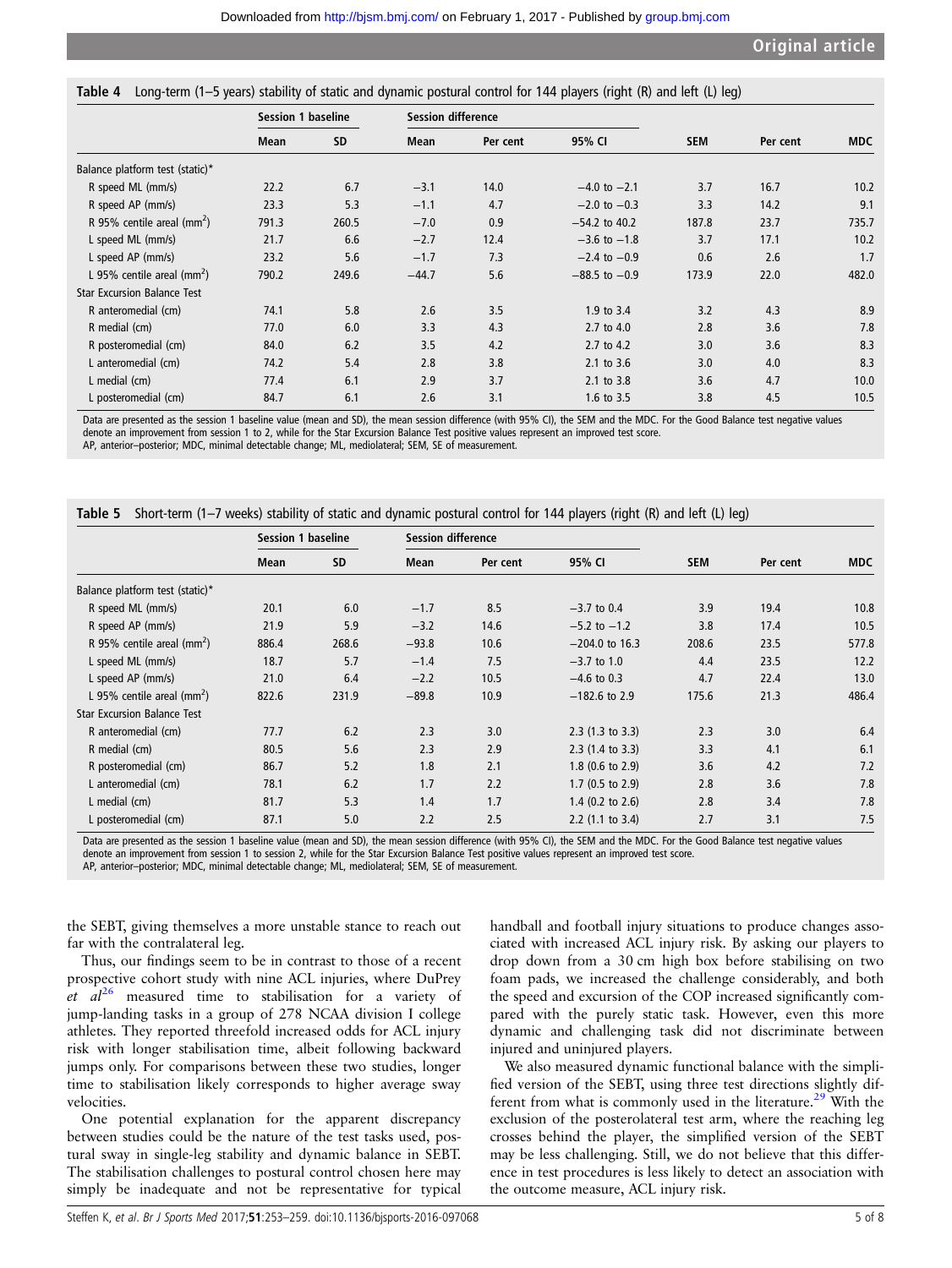**Table 4** Long-term (1–5 years) stability of static and dynamic postural control for 144 players (right (R) and left (L) leg)

| | Session 1 baseline | | Session difference | | | | | |
|---|---|---|---|---|---|---|---|---|
| | Mean | SD | Mean | Per cent | 95% CI | SEM | Per cent | MDC |
| Balance platform test (static)* | | | | | | | | |
| R speed ML (mm/s) | 22.2 | 6.7 | −3.1 | 14.0 | −4.0 to −2.1 | 3.7 | 16.7 | 10.2 |
| R speed AP (mm/s) | 23.3 | 5.3 | −1.1 | 4.7 | −2.0 to −0.3 | 3.3 | 14.2 | 9.1 |
| R 95% centile areal (mm$^2$) | 791.3 | 260.5 | −7.0 | 0.9 | −54.2 to 40.2 | 187.8 | 23.7 | 735.7 |
| L speed ML (mm/s) | 21.7 | 6.6 | −2.7 | 12.4 | −3.6 to −1.8 | 3.7 | 17.1 | 10.2 |
| L speed AP (mm/s) | 23.2 | 5.6 | −1.7 | 7.3 | −2.4 to −0.9 | 0.6 | 2.6 | 1.7 |
| L 95% centile areal (mm$^2$) | 790.2 | 249.6 | −44.7 | 5.6 | −88.5 to −0.9 | 173.9 | 22.0 | 482.0 |
| Star Excursion Balance Test | | | | | | | | |
| R anteromedial (cm) | 74.1 | 5.8 | 2.6 | 3.5 | 1.9 to 3.4 | 3.2 | 4.3 | 8.9 |
| R medial (cm) | 77.0 | 6.0 | 3.3 | 4.3 | 2.7 to 4.0 | 2.8 | 3.6 | 7.8 |
| R posteromedial (cm) | 84.0 | 6.2 | 3.5 | 4.2 | 2.7 to 4.2 | 3.0 | 3.6 | 8.3 |
| L anteromedial (cm) | 74.2 | 5.4 | 2.8 | 3.8 | 2.1 to 3.6 | 3.0 | 4.0 | 8.3 |
| L medial (cm) | 77.4 | 6.1 | 2.9 | 3.7 | 2.1 to 3.8 | 3.6 | 4.7 | 10.0 |
| L posteromedial (cm) | 84.7 | 6.1 | 2.6 | 3.1 | 1.6 to 3.5 | 3.8 | 4.5 | 10.5 |

Data are presented as the session 1 baseline value (mean and SD), the mean session difference (with 95% CI), the SEM and the MDC. For the Good Balance test negative values denote an improvement from session 1 to 2, while for the Star Excursion Balance Test positive values represent an improved test score.
AP, anterior–posterior; MDC, minimal detectable change; ML, mediolateral; SEM, SE of measurement.

**Table 5** Short-term (1–7 weeks) stability of static and dynamic postural control for 144 players (right (R) and left (L) leg)

| | Session 1 baseline | | Session difference | | | | | |
|---|---|---|---|---|---|---|---|---|
| | Mean | SD | Mean | Per cent | 95% CI | SEM | Per cent | MDC |
| Balance platform test (static)* | | | | | | | | |
| R speed ML (mm/s) | 20.1 | 6.0 | −1.7 | 8.5 | −3.7 to 0.4 | 3.9 | 19.4 | 10.8 |
| R speed AP (mm/s) | 21.9 | 5.9 | −3.2 | 14.6 | −5.2 to −1.2 | 3.8 | 17.4 | 10.5 |
| R 95% centile areal (mm$^2$) | 886.4 | 268.6 | −93.8 | 10.6 | −204.0 to 16.3 | 208.6 | 23.5 | 577.8 |
| L speed ML (mm/s) | 18.7 | 5.7 | −1.4 | 7.5 | −3.7 to 1.0 | 4.4 | 23.5 | 12.2 |
| L speed AP (mm/s) | 21.0 | 6.4 | −2.2 | 10.5 | −4.6 to 0.3 | 4.7 | 22.4 | 13.0 |
| L 95% centile areal (mm$^2$) | 822.6 | 231.9 | −89.8 | 10.9 | −182.6 to 2.9 | 175.6 | 21.3 | 486.4 |
| Star Excursion Balance Test | | | | | | | | |
| R anteromedial (cm) | 77.7 | 6.2 | 2.3 | 3.0 | 2.3 (1.3 to 3.3) | 2.3 | 3.0 | 6.4 |
| R medial (cm) | 80.5 | 5.6 | 2.3 | 2.9 | 2.3 (1.4 to 3.3) | 3.3 | 4.1 | 6.1 |
| R posteromedial (cm) | 86.7 | 5.2 | 1.8 | 2.1 | 1.8 (0.6 to 2.9) | 3.6 | 4.2 | 7.2 |
| L anteromedial (cm) | 78.1 | 6.2 | 1.7 | 2.2 | 1.7 (0.5 to 2.9) | 2.8 | 3.6 | 7.8 |
| L medial (cm) | 81.7 | 5.3 | 1.4 | 1.7 | 1.4 (0.2 to 2.6) | 2.8 | 3.4 | 7.8 |
| L posteromedial (cm) | 87.1 | 5.0 | 2.2 | 2.5 | 2.2 (1.1 to 3.4) | 2.7 | 3.1 | 7.5 |

Data are presented as the session 1 baseline value (mean and SD), the mean session difference (with 95% CI), the SEM and the MDC. For the Good Balance test negative values denote an improvement from session 1 to session 2, while for the Star Excursion Balance Test positive values represent an improved test score.
AP, anterior–posterior; MDC, minimal detectable change; ML, mediolateral; SEM, SE of measurement.

the SEBT, giving themselves a more unstable stance to reach out far with the contralateral leg.

Thus, our findings seem to be in contrast to those of a recent prospective cohort study with nine ACL injuries, where DuPrey *et al*[26] measured time to stabilisation for a variety of jump-landing tasks in a group of 278 NCAA division I college athletes. They reported threefold increased odds for ACL injury risk with longer stabilisation time, albeit following backward jumps only. For comparisons between these two studies, longer time to stabilisation likely corresponds to higher average sway velocities.

One potential explanation for the apparent discrepancy between studies could be the nature of the test tasks used, postural sway in single-leg stability and dynamic balance in SEBT. The stabilisation challenges to postural control chosen here may simply be inadequate and not be representative for typical handball and football injury situations to produce changes associated with increased ACL injury risk. By asking our players to drop down from a 30 cm high box before stabilising on two foam pads, we increased the challenge considerably, and both the speed and excursion of the COP increased significantly compared with the purely static task. However, even this more dynamic and challenging task did not discriminate between injured and uninjured players.

We also measured dynamic functional balance with the simplified version of the SEBT, using three test directions slightly different from what is commonly used in the literature.[29] With the exclusion of the posterolateral test arm, where the reaching leg crosses behind the player, the simplified version of the SEBT may be less challenging. Still, we do not believe that this difference in test procedures is less likely to detect an association with the outcome measure, ACL injury risk.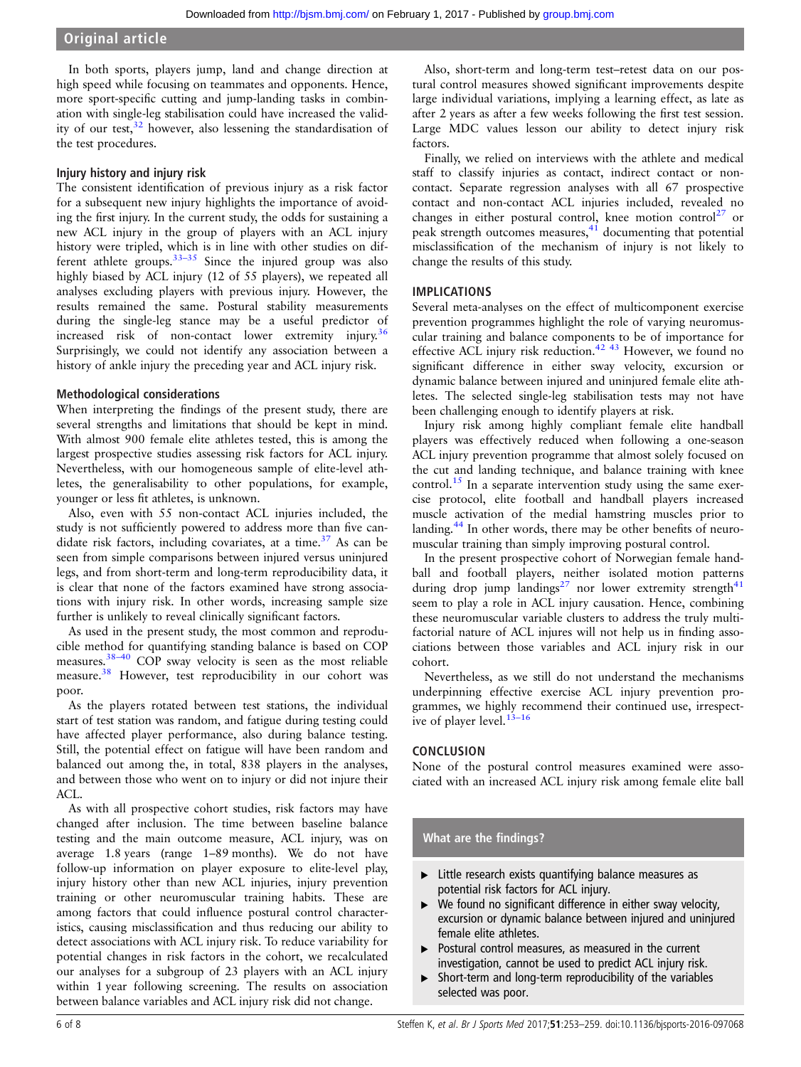In both sports, players jump, land and change direction at high speed while focusing on teammates and opponents. Hence, more sport-specific cutting and jump-landing tasks in combination with single-leg stabilisation could have increased the validity of our test,[32] however, also lessening the standardisation of the test procedures.

### Injury history and injury risk

The consistent identification of previous injury as a risk factor for a subsequent new injury highlights the importance of avoiding the first injury. In the current study, the odds for sustaining a new ACL injury in the group of players with an ACL injury history were tripled, which is in line with other studies on different athlete groups.[33–35] Since the injured group was also highly biased by ACL injury (12 of 55 players), we repeated all analyses excluding players with previous injury. However, the results remained the same. Postural stability measurements during the single-leg stance may be a useful predictor of increased risk of non-contact lower extremity injury.[36] Surprisingly, we could not identify any association between a history of ankle injury the preceding year and ACL injury risk.

### Methodological considerations

When interpreting the findings of the present study, there are several strengths and limitations that should be kept in mind. With almost 900 female elite athletes tested, this is among the largest prospective studies assessing risk factors for ACL injury. Nevertheless, with our homogeneous sample of elite-level athletes, the generalisability to other populations, for example, younger or less fit athletes, is unknown.

Also, even with 55 non-contact ACL injuries included, the study is not sufficiently powered to address more than five candidate risk factors, including covariates, at a time.[37] As can be seen from simple comparisons between injured versus uninjured legs, and from short-term and long-term reproducibility data, it is clear that none of the factors examined have strong associations with injury risk. In other words, increasing sample size further is unlikely to reveal clinically significant factors.

As used in the present study, the most common and reproducible method for quantifying standing balance is based on COP measures.[38–40] COP sway velocity is seen as the most reliable measure.[38] However, test reproducibility in our cohort was poor.

As the players rotated between test stations, the individual start of test station was random, and fatigue during testing could have affected player performance, also during balance testing. Still, the potential effect on fatigue will have been random and balanced out among the, in total, 838 players in the analyses, and between those who went on to injury or did not injure their ACL.

As with all prospective cohort studies, risk factors may have changed after inclusion. The time between baseline balance testing and the main outcome measure, ACL injury, was on average 1.8 years (range 1–89 months). We do not have follow-up information on player exposure to elite-level play, injury history other than new ACL injuries, injury prevention training or other neuromuscular training habits. These are among factors that could influence postural control characteristics, causing misclassification and thus reducing our ability to detect associations with ACL injury risk. To reduce variability for potential changes in risk factors in the cohort, we recalculated our analyses for a subgroup of 23 players with an ACL injury within 1 year following screening. The results on association between balance variables and ACL injury risk did not change.

Also, short-term and long-term test–retest data on our postural control measures showed significant improvements despite large individual variations, implying a learning effect, as late as after 2 years as after a few weeks following the first test session. Large MDC values lesson our ability to detect injury risk factors.

Finally, we relied on interviews with the athlete and medical staff to classify injuries as contact, indirect contact or non-contact. Separate regression analyses with all 67 prospective contact and non-contact ACL injuries included, revealed no changes in either postural control, knee motion control[27] or peak strength outcomes measures,[41] documenting that potential misclassification of the mechanism of injury is not likely to change the results of this study.

## IMPLICATIONS

Several meta-analyses on the effect of multicomponent exercise prevention programmes highlight the role of varying neuromuscular training and balance components to be of importance for effective ACL injury risk reduction.[42 43] However, we found no significant difference in either sway velocity, excursion or dynamic balance between injured and uninjured female elite athletes. The selected single-leg stabilisation tests may not have been challenging enough to identify players at risk.

Injury risk among highly compliant female elite handball players was effectively reduced when following a one-season ACL injury prevention programme that almost solely focused on the cut and landing technique, and balance training with knee control.[15] In a separate intervention study using the same exercise protocol, elite football and handball players increased muscle activation of the medial hamstring muscles prior to landing.[44] In other words, there may be other benefits of neuromuscular training than simply improving postural control.

In the present prospective cohort of Norwegian female handball and football players, neither isolated motion patterns during drop jump landings[27] nor lower extremity strength[41] seem to play a role in ACL injury causation. Hence, combining these neuromuscular variable clusters to address the truly multifactorial nature of ACL injures will not help us in finding associations between those variables and ACL injury risk in our cohort.

Nevertheless, as we still do not understand the mechanisms underpinning effective exercise ACL injury prevention programmes, we highly recommend their continued use, irrespective of player level.[13–16]

## CONCLUSION

None of the postural control measures examined were associated with an increased ACL injury risk among female elite ball

> **What are the findings?**
>
> - Little research exists quantifying balance measures as potential risk factors for ACL injury.
> - We found no significant difference in either sway velocity, excursion or dynamic balance between injured and uninjured female elite athletes.
> - Postural control measures, as measured in the current investigation, cannot be used to predict ACL injury risk.
> - Short-term and long-term reproducibility of the variables selected was poor.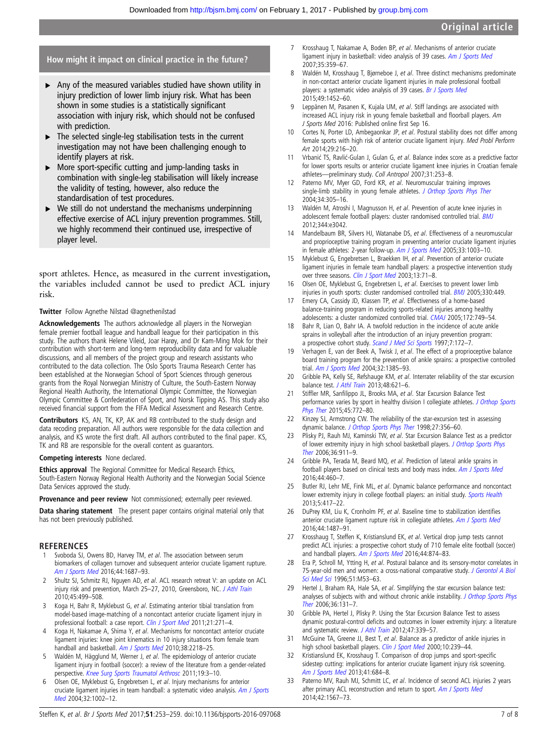### How might it impact on clinical practice in the future?

- Any of the measured variables studied have shown utility in injury prediction of lower limb injury risk. What has been shown in some studies is a statistically significant association with injury risk, which should not be confused with prediction.
- The selected single-leg stabilisation tests in the current investigation may not have been challenging enough to identify players at risk.
- More sport-specific cutting and jump-landing tasks in combination with single-leg stabilisation will likely increase the validity of testing, however, also reduce the standardisation of test procedures.
- We still do not understand the mechanisms underpinning effective exercise of ACL injury prevention programmes. Still, we highly recommend their continued use, irrespective of player level.

sport athletes. Hence, as measured in the current investigation, the variables included cannot be used to predict ACL injury risk.

**Twitter** Follow Agnethe Nilstad @agnethenilstad

**Acknowledgements** The authors acknowledge all players in the Norwegian female premier football league and handball league for their participation in this study. The authors thank Helene Vileid, Joar Harøy, and Dr Kam-Ming Mok for their contribution with short-term and long-term reproducibility data and for valuable discussions, and all members of the project group and research assistants who contributed to the data collection. The Oslo Sports Trauma Research Center has been established at the Norwegian School of Sport Sciences through generous grants from the Royal Norwegian Ministry of Culture, the South-Eastern Norway Regional Health Authority, the International Olympic Committee, the Norwegian Olympic Committee & Confederation of Sport, and Norsk Tipping AS. This study also received financial support from the FIFA Medical Assessment and Research Centre.

**Contributors** KS, AN, TK, KP, AK and RB contributed to the study design and data recoding preparation. All authors were responsible for the data collection and analysis, and KS wrote the first draft. All authors contributed to the final paper. KS, TK and RB are responsible for the overall content as guarantors.

**Competing interests** None declared.

**Ethics approval** The Regional Committee for Medical Research Ethics, South-Eastern Norway Regional Health Authority and the Norwegian Social Science Data Services approved the study.

**Provenance and peer review** Not commissioned; externally peer reviewed.

**Data sharing statement** The present paper contains original material only that has not been previously published.

## REFERENCES

1. Svoboda SJ, Owens BD, Harvey TM, *et al*. The association between serum biomarkers of collagen turnover and subsequent anterior cruciate ligament rupture. *Am J Sports Med* 2016;44:1687–93.
2. Shultz SJ, Schmitz RJ, Nguyen AD, *et al*. ACL research retreat V: an update on ACL injury risk and prevention, March 25–27, 2010, Greensboro, NC. *J Athl Train* 2010;45:499–508.
3. Koga H, Bahr R, Myklebust G, *et al*. Estimating anterior tibial translation from model-based image-matching of a noncontact anterior cruciate ligament injury in professional football: a case report. *Clin J Sport Med* 2011;21:271–4.
4. Koga H, Nakamae A, Shima Y, *et al*. Mechanisms for noncontact anterior cruciate ligament injuries: knee joint kinematics in 10 injury situations from female team handball and basketball. *Am J Sports Med* 2010;38:2218–25.
5. Waldén M, Hägglund M, Werner J, *et al*. The epidemiology of anterior cruciate ligament injury in football (soccer): a review of the literature from a gender-related perspective. *Knee Surg Sports Traumatol Arthrosc* 2011;19:3–10.
6. Olsen OE, Myklebust G, Engebretsen L, *et al*. Injury mechanisms for anterior cruciate ligament injuries in team handball: a systematic video analysis. *Am J Sports Med* 2004;32:1002–12.
7. Krosshaug T, Nakamae A, Boden BP, *et al*. Mechanisms of anterior cruciate ligament injury in basketball: video analysis of 39 cases. *Am J Sports Med* 2007;35:359–67.
8. Waldén M, Krosshaug T, Bjørneboe J, *et al*. Three distinct mechanisms predominate in non-contact anterior cruciate ligament injuries in male professional football players: a systematic video analysis of 39 cases. *Br J Sports Med* 2015;49:1452–60.
9. Leppänen M, Pasanen K, Kujala UM, *et al*. Stiff landings are associated with increased ACL injury risk in young female basketball and floorball players. *Am J Sports Med* 2016: Published online first Sep 16.
10. Cortes N, Porter LD, Ambegaonkar JP, *et al*. Postural stability does not differ among female sports with high risk of anterior cruciate ligament injury. *Med Probl Perform Art* 2014;29:216–20.
11. Vrbanić TS, Ravlić-Gulan J, Gulan G, *et al*. Balance index score as a predictive factor for lower sports results or anterior cruciate ligament knee injuries in Croatian female athletes—preliminary study. *Coll Antropol* 2007;31:253–8.
12. Paterno MV, Myer GD, Ford KR, *et al*. Neuromuscular training improves single-limb stability in young female athletes. *J Orthop Sports Phys Ther* 2004;34:305–16.
13. Waldén M, Atroshi I, Magnusson H, *et al*. Prevention of acute knee injuries in adolescent female football players: cluster randomised controlled trial. *BMJ* 2012;344:e3042.
14. Mandelbaum BR, Silvers HJ, Watanabe DS, *et al*. Effectiveness of a neuromuscular and proprioceptive training program in preventing anterior cruciate ligament injuries in female athletes: 2-year follow-up. *Am J Sports Med* 2005;33:1003–10.
15. Myklebust G, Engebretsen L, Braekken IH, *et al*. Prevention of anterior cruciate ligament injuries in female team handball players: a prospective intervention study over three seasons. *Clin J Sport Med* 2003;13:71–8.
16. Olsen OE, Myklebust G, Engebretsen L, *et al*. Exercises to prevent lower limb injuries in youth sports: cluster randomised controlled trial. *BMJ* 2005;330:449.
17. Emery CA, Cassidy JD, Klassen TP, *et al*. Effectiveness of a home-based balance-training program in reducing sports-related injuries among healthy adolescents: a cluster randomized controlled trial. *CMAJ* 2005;172:749–54.
18. Bahr R, Lian O, Bahr IA. A twofold reduction in the incidence of acute ankle sprains in volleyball after the introduction of an injury prevention program: a prospective cohort study. *Scand J Med Sci Sports* 1997;7:172–7.
19. Verhagen E, van der Beek A, Twisk J, *et al*. The effect of a proprioceptive balance board training program for the prevention of ankle sprains: a prospective controlled trial. *Am J Sports Med* 2004;32:1385–93.
20. Gribble PA, Kelly SE, Refshauge KM, *et al*. Interrater reliability of the star excursion balance test. *J Athl Train* 2013;48:621–6.
21. Stiffler MR, Sanfilippo JL, Brooks MA, *et al*. Star Excursion Balance Test performance varies by sport in healthy division I collegiate athletes. *J Orthop Sports Phys Ther* 2015;45:772–80.
22. Kinzey SJ, Armstrong CW. The reliability of the star-excursion test in assessing dynamic balance. *J Orthop Sports Phys Ther* 1998;27:356–60.
23. Plisky PJ, Rauh MJ, Kaminski TW, *et al*. Star Excursion Balance Test as a predictor of lower extremity injury in high school basketball players. *J Orthop Sports Phys Ther* 2006;36:911–9.
24. Gribble PA, Terada M, Beard MQ, *et al*. Prediction of lateral ankle sprains in football players based on clinical tests and body mass index. *Am J Sports Med* 2016;44:460–7.
25. Butler RJ, Lehr ME, Fink ML, *et al*. Dynamic balance performance and noncontact lower extremity injury in college football players: an initial study. *Sports Health* 2013;5:417–22.
26. DuPrey KM, Liu K, Cronholm PF, *et al*. Baseline time to stabilization identifies anterior cruciate ligament rupture risk in collegiate athletes. *Am J Sports Med* 2016;44:1487–91.
27. Krosshaug T, Steffen K, Kristianslund EK, *et al*. Vertical drop jump tests cannot predict ACL injuries: a prospective cohort study of 710 female elite football (soccer) and handball players. *Am J Sports Med* 2016;44:874–83.
28. Era P, Schroll M, Ytting H, *et al*. Postural balance and its sensory-motor correlates in 75-year-old men and women: a cross-national comparative study. *J Gerontol A Biol Sci Med Sci* 1996;51:M53–63.
29. Hertel J, Braham RA, Hale SA, *et al*. Simplifying the star excursion balance test: analyses of subjects with and without chronic ankle instability. *J Orthop Sports Phys Ther* 2006;36:131–7.
30. Gribble PA, Hertel J, Plisky P. Using the Star Excursion Balance Test to assess dynamic postural-control deficits and outcomes in lower extremity injury: a literature and systematic review. *J Athl Train* 2012;47:339–57.
31. McGuine TA, Greene JJ, Best T, *et al*. Balance as a predictor of ankle injuries in high school basketball players. *Clin J Sport Med* 2000;10:239–44.
32. Kristianslund EK, Krosshaug T. Comparison of drop jumps and sport-specific sidestep cutting: implications for anterior cruciate ligament injury risk screening. *Am J Sports Med* 2013;41:684–8.
33. Paterno MV, Rauh MJ, Schmitt LC, *et al*. Incidence of second ACL injuries 2 years after primary ACL reconstruction and return to sport. *Am J Sports Med* 2014;42:1567–73.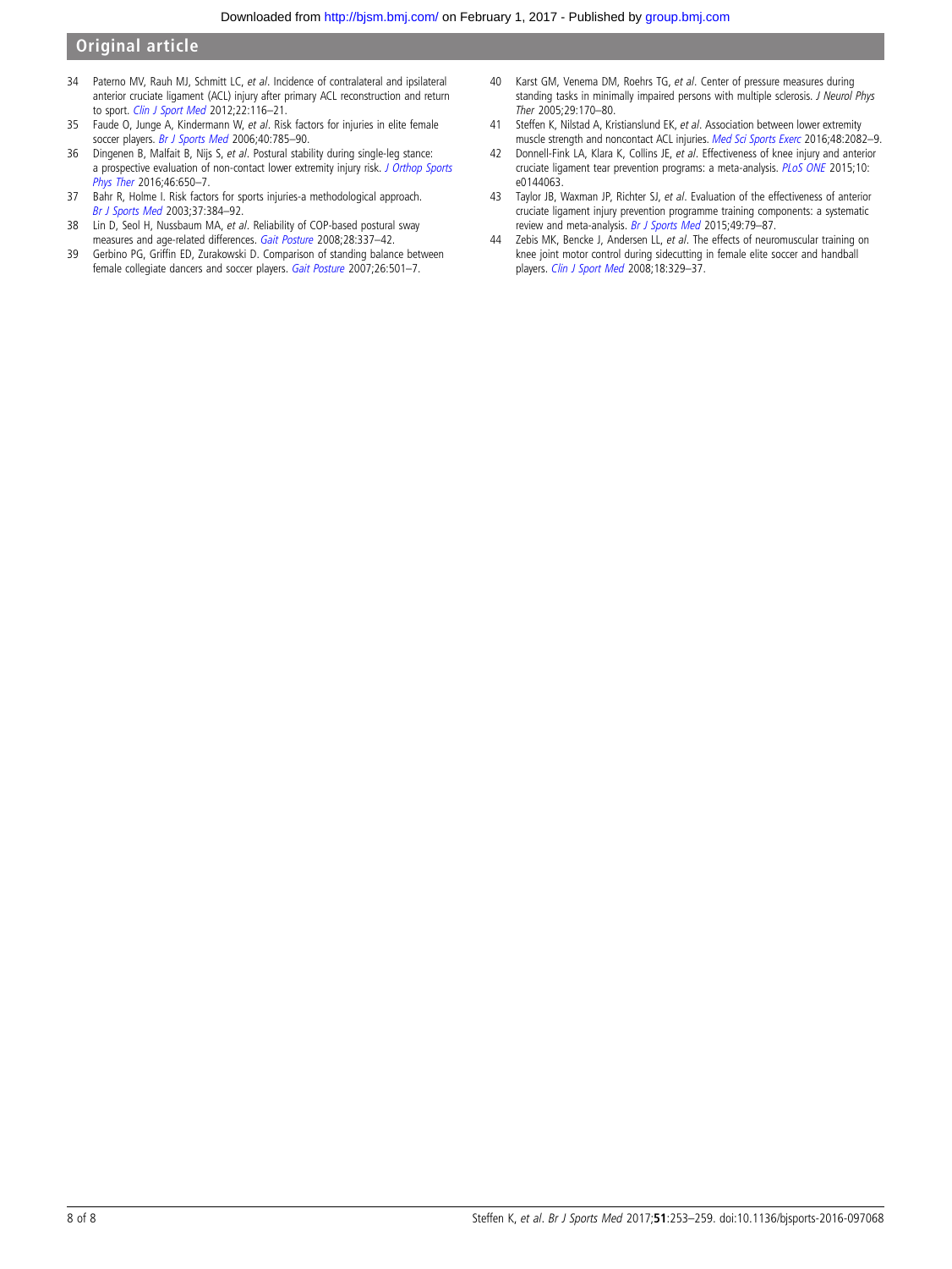34 Paterno MV, Rauh MJ, Schmitt LC, *et al*. Incidence of contralateral and ipsilateral anterior cruciate ligament (ACL) injury after primary ACL reconstruction and return to sport. *Clin J Sport Med* 2012;22:116–21.

35 Faude O, Junge A, Kindermann W, *et al*. Risk factors for injuries in elite female soccer players. *Br J Sports Med* 2006;40:785–90.

36 Dingenen B, Malfait B, Nijs S, *et al*. Postural stability during single-leg stance: a prospective evaluation of non-contact lower extremity injury risk. *J Orthop Sports Phys Ther* 2016;46:650–7.

37 Bahr R, Holme I. Risk factors for sports injuries-a methodological approach. *Br J Sports Med* 2003;37:384–92.

38 Lin D, Seol H, Nussbaum MA, *et al*. Reliability of COP-based postural sway measures and age-related differences. *Gait Posture* 2008;28:337–42.

39 Gerbino PG, Griffin ED, Zurakowski D. Comparison of standing balance between female collegiate dancers and soccer players. *Gait Posture* 2007;26:501–7.

40 Karst GM, Venema DM, Roehrs TG, *et al*. Center of pressure measures during standing tasks in minimally impaired persons with multiple sclerosis. *J Neurol Phys Ther* 2005;29:170–80.

41 Steffen K, Nilstad A, Kristianslund EK, *et al*. Association between lower extremity muscle strength and noncontact ACL injuries. *Med Sci Sports Exerc* 2016;48:2082–9.

42 Donnell-Fink LA, Klara K, Collins JE, *et al*. Effectiveness of knee injury and anterior cruciate ligament tear prevention programs: a meta-analysis. *PLoS ONE* 2015;10:e0144063.

43 Taylor JB, Waxman JP, Richter SJ, *et al*. Evaluation of the effectiveness of anterior cruciate ligament injury prevention programme training components: a systematic review and meta-analysis. *Br J Sports Med* 2015;49:79–87.

44 Zebis MK, Bencke J, Andersen LL, *et al*. The effects of neuromuscular training on knee joint motor control during sidecutting in female elite soccer and handball players. *Clin J Sport Med* 2008;18:329–37.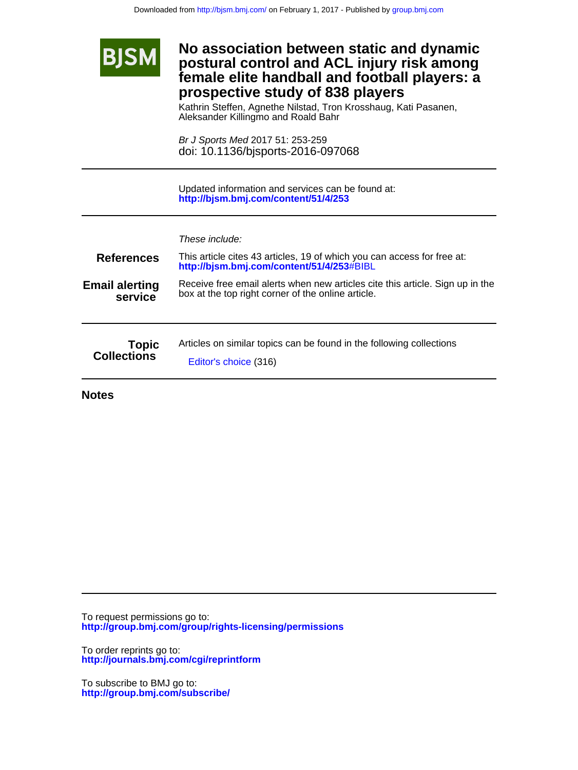Downloaded from http://bjsm.bmj.com/ on February 1, 2017 - Published by group.bmj.com

BJSM

# No association between static and dynamic postural control and ACL injury risk among female elite handball and football players: a prospective study of 838 players

Kathrin Steffen, Agnethe Nilstad, Tron Krosshaug, Kati Pasanen, Aleksander Killingmo and Roald Bahr

*Br J Sports Med* 2017 51: 253-259
doi: 10.1136/bjsports-2016-097068

Updated information and services can be found at:
**http://bjsm.bmj.com/content/51/4/253**

*These include:*

**References**

This article cites 43 articles, 19 of which you can access for free at:
**http://bjsm.bmj.com/content/51/4/253**#BIBL

**Email alerting service**

Receive free email alerts when new articles cite this article. Sign up in the box at the top right corner of the online article.

**Topic Collections**

Articles on similar topics can be found in the following collections

Editor's choice (316)

## Notes

To request permissions go to:
**http://group.bmj.com/group/rights-licensing/permissions**

To order reprints go to:
**http://journals.bmj.com/cgi/reprintform**

To subscribe to BMJ go to:
**http://group.bmj.com/subscribe/**